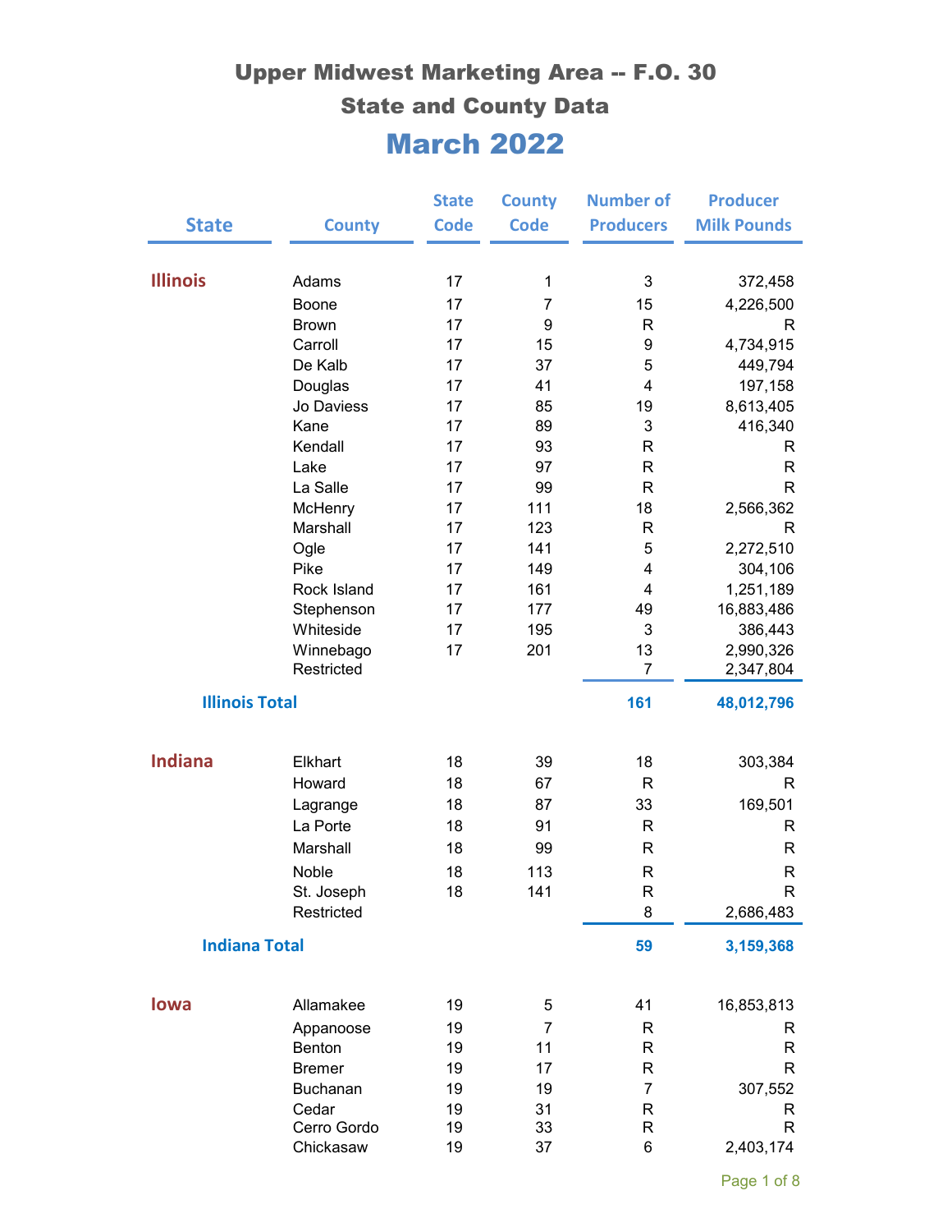# Upper Midwest Marketing Area -- F.O. 30

## State and County Data

## March 2022

| State | County | State Code | County Code | Number of Producers | Producer Milk Pounds |
|---|---|---|---|---|---|
| **Illinois** | Adams | 17 | 1 | 3 | 372,458 |
| | Boone | 17 | 7 | 15 | 4,226,500 |
| | Brown | 17 | 9 | R | R |
| | Carroll | 17 | 15 | 9 | 4,734,915 |
| | De Kalb | 17 | 37 | 5 | 449,794 |
| | Douglas | 17 | 41 | 4 | 197,158 |
| | Jo Daviess | 17 | 85 | 19 | 8,613,405 |
| | Kane | 17 | 89 | 3 | 416,340 |
| | Kendall | 17 | 93 | R | R |
| | Lake | 17 | 97 | R | R |
| | La Salle | 17 | 99 | R | R |
| | McHenry | 17 | 111 | 18 | 2,566,362 |
| | Marshall | 17 | 123 | R | R |
| | Ogle | 17 | 141 | 5 | 2,272,510 |
| | Pike | 17 | 149 | 4 | 304,106 |
| | Rock Island | 17 | 161 | 4 | 1,251,189 |
| | Stephenson | 17 | 177 | 49 | 16,883,486 |
| | Whiteside | 17 | 195 | 3 | 386,443 |
| | Winnebago | 17 | 201 | 13 | 2,990,326 |
| | Restricted | | | 7 | 2,347,804 |
| **Illinois Total** | | | | **161** | **48,012,796** |
| **Indiana** | Elkhart | 18 | 39 | 18 | 303,384 |
| | Howard | 18 | 67 | R | R |
| | Lagrange | 18 | 87 | 33 | 169,501 |
| | La Porte | 18 | 91 | R | R |
| | Marshall | 18 | 99 | R | R |
| | Noble | 18 | 113 | R | R |
| | St. Joseph | 18 | 141 | R | R |
| | Restricted | | | 8 | 2,686,483 |
| **Indiana Total** | | | | **59** | **3,159,368** |
| **Iowa** | Allamakee | 19 | 5 | 41 | 16,853,813 |
| | Appanoose | 19 | 7 | R | R |
| | Benton | 19 | 11 | R | R |
| | Bremer | 19 | 17 | R | R |
| | Buchanan | 19 | 19 | 7 | 307,552 |
| | Cedar | 19 | 31 | R | R |
| | Cerro Gordo | 19 | 33 | R | R |
| | Chickasaw | 19 | 37 | 6 | 2,403,174 |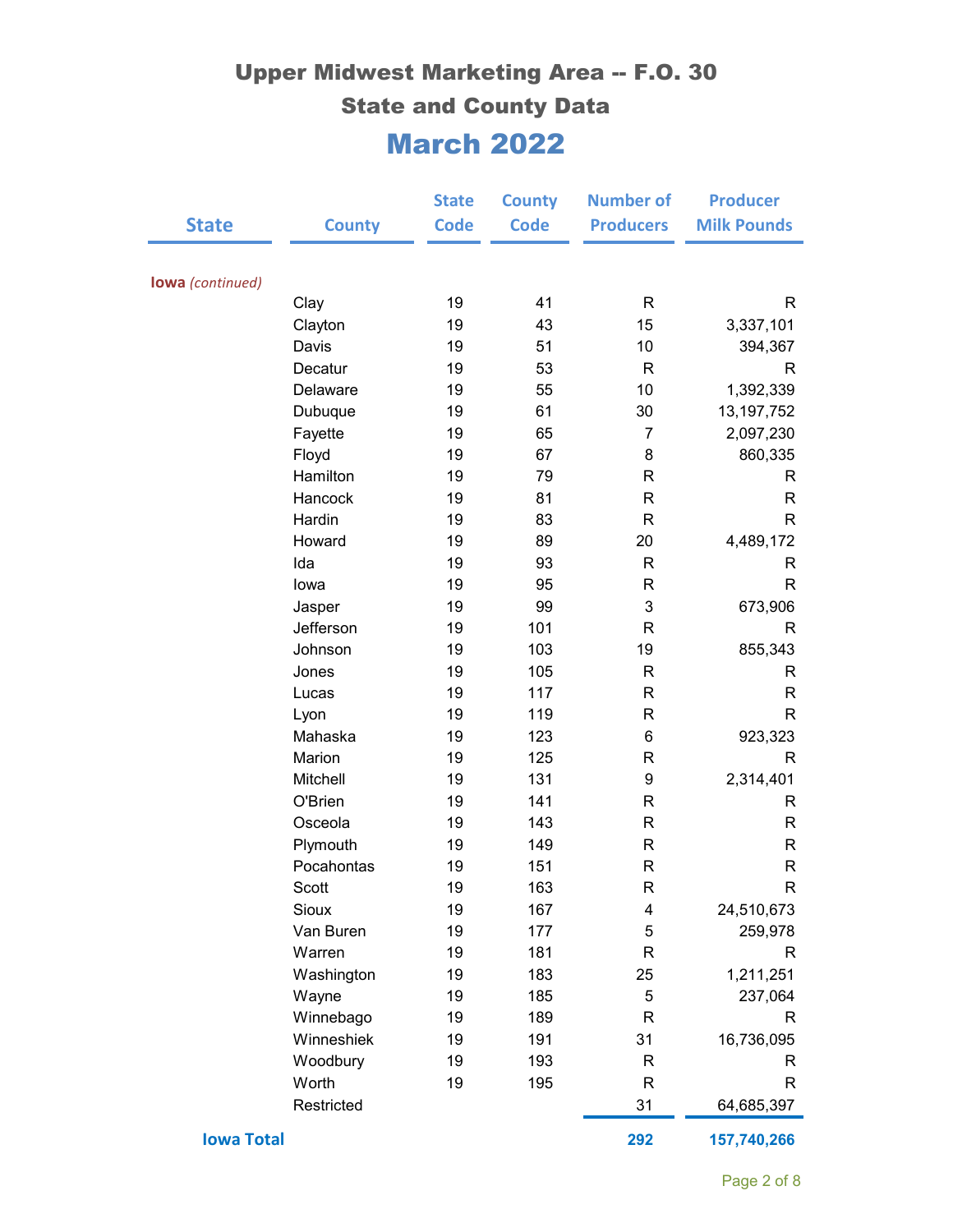# Upper Midwest Marketing Area -- F.O. 30

## State and County Data

## March 2022

| State | County | State Code | County Code | Number of Producers | Producer Milk Pounds |
|---|---|---|---|---|---|
| **Iowa** *(continued)* | | | | | |
| | Clay | 19 | 41 | R | R |
| | Clayton | 19 | 43 | 15 | 3,337,101 |
| | Davis | 19 | 51 | 10 | 394,367 |
| | Decatur | 19 | 53 | R | R |
| | Delaware | 19 | 55 | 10 | 1,392,339 |
| | Dubuque | 19 | 61 | 30 | 13,197,752 |
| | Fayette | 19 | 65 | 7 | 2,097,230 |
| | Floyd | 19 | 67 | 8 | 860,335 |
| | Hamilton | 19 | 79 | R | R |
| | Hancock | 19 | 81 | R | R |
| | Hardin | 19 | 83 | R | R |
| | Howard | 19 | 89 | 20 | 4,489,172 |
| | Ida | 19 | 93 | R | R |
| | Iowa | 19 | 95 | R | R |
| | Jasper | 19 | 99 | 3 | 673,906 |
| | Jefferson | 19 | 101 | R | R |
| | Johnson | 19 | 103 | 19 | 855,343 |
| | Jones | 19 | 105 | R | R |
| | Lucas | 19 | 117 | R | R |
| | Lyon | 19 | 119 | R | R |
| | Mahaska | 19 | 123 | 6 | 923,323 |
| | Marion | 19 | 125 | R | R |
| | Mitchell | 19 | 131 | 9 | 2,314,401 |
| | O'Brien | 19 | 141 | R | R |
| | Osceola | 19 | 143 | R | R |
| | Plymouth | 19 | 149 | R | R |
| | Pocahontas | 19 | 151 | R | R |
| | Scott | 19 | 163 | R | R |
| | Sioux | 19 | 167 | 4 | 24,510,673 |
| | Van Buren | 19 | 177 | 5 | 259,978 |
| | Warren | 19 | 181 | R | R |
| | Washington | 19 | 183 | 25 | 1,211,251 |
| | Wayne | 19 | 185 | 5 | 237,064 |
| | Winnebago | 19 | 189 | R | R |
| | Winneshiek | 19 | 191 | 31 | 16,736,095 |
| | Woodbury | 19 | 193 | R | R |
| | Worth | 19 | 195 | R | R |
| | Restricted | | | 31 | 64,685,397 |
| **Iowa Total** | | | | **292** | **157,740,266** |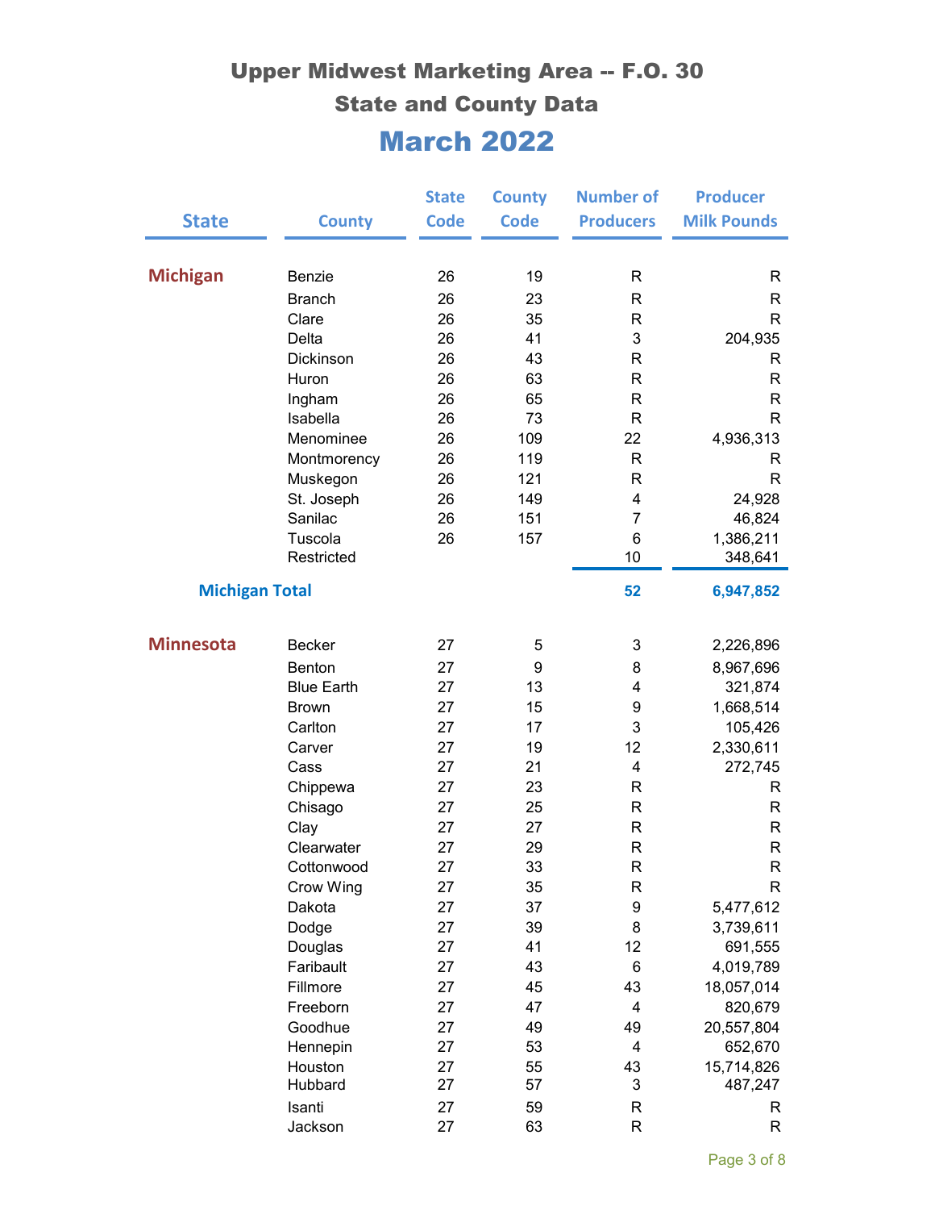# Upper Midwest Marketing Area -- F.O. 30

## State and County Data

## March 2022

| State | County | State Code | County Code | Number of Producers | Producer Milk Pounds |
|---|---|---|---|---|---|
| **Michigan** | Benzie | 26 | 19 | R | R |
| | Branch | 26 | 23 | R | R |
| | Clare | 26 | 35 | R | R |
| | Delta | 26 | 41 | 3 | 204,935 |
| | Dickinson | 26 | 43 | R | R |
| | Huron | 26 | 63 | R | R |
| | Ingham | 26 | 65 | R | R |
| | Isabella | 26 | 73 | R | R |
| | Menominee | 26 | 109 | 22 | 4,936,313 |
| | Montmorency | 26 | 119 | R | R |
| | Muskegon | 26 | 121 | R | R |
| | St. Joseph | 26 | 149 | 4 | 24,928 |
| | Sanilac | 26 | 151 | 7 | 46,824 |
| | Tuscola | 26 | 157 | 6 | 1,386,211 |
| | Restricted | | | 10 | 348,641 |
| **Michigan Total** | | | | **52** | **6,947,852** |
| **Minnesota** | Becker | 27 | 5 | 3 | 2,226,896 |
| | Benton | 27 | 9 | 8 | 8,967,696 |
| | Blue Earth | 27 | 13 | 4 | 321,874 |
| | Brown | 27 | 15 | 9 | 1,668,514 |
| | Carlton | 27 | 17 | 3 | 105,426 |
| | Carver | 27 | 19 | 12 | 2,330,611 |
| | Cass | 27 | 21 | 4 | 272,745 |
| | Chippewa | 27 | 23 | R | R |
| | Chisago | 27 | 25 | R | R |
| | Clay | 27 | 27 | R | R |
| | Clearwater | 27 | 29 | R | R |
| | Cottonwood | 27 | 33 | R | R |
| | Crow Wing | 27 | 35 | R | R |
| | Dakota | 27 | 37 | 9 | 5,477,612 |
| | Dodge | 27 | 39 | 8 | 3,739,611 |
| | Douglas | 27 | 41 | 12 | 691,555 |
| | Faribault | 27 | 43 | 6 | 4,019,789 |
| | Fillmore | 27 | 45 | 43 | 18,057,014 |
| | Freeborn | 27 | 47 | 4 | 820,679 |
| | Goodhue | 27 | 49 | 49 | 20,557,804 |
| | Hennepin | 27 | 53 | 4 | 652,670 |
| | Houston | 27 | 55 | 43 | 15,714,826 |
| | Hubbard | 27 | 57 | 3 | 487,247 |
| | Isanti | 27 | 59 | R | R |
| | Jackson | 27 | 63 | R | R |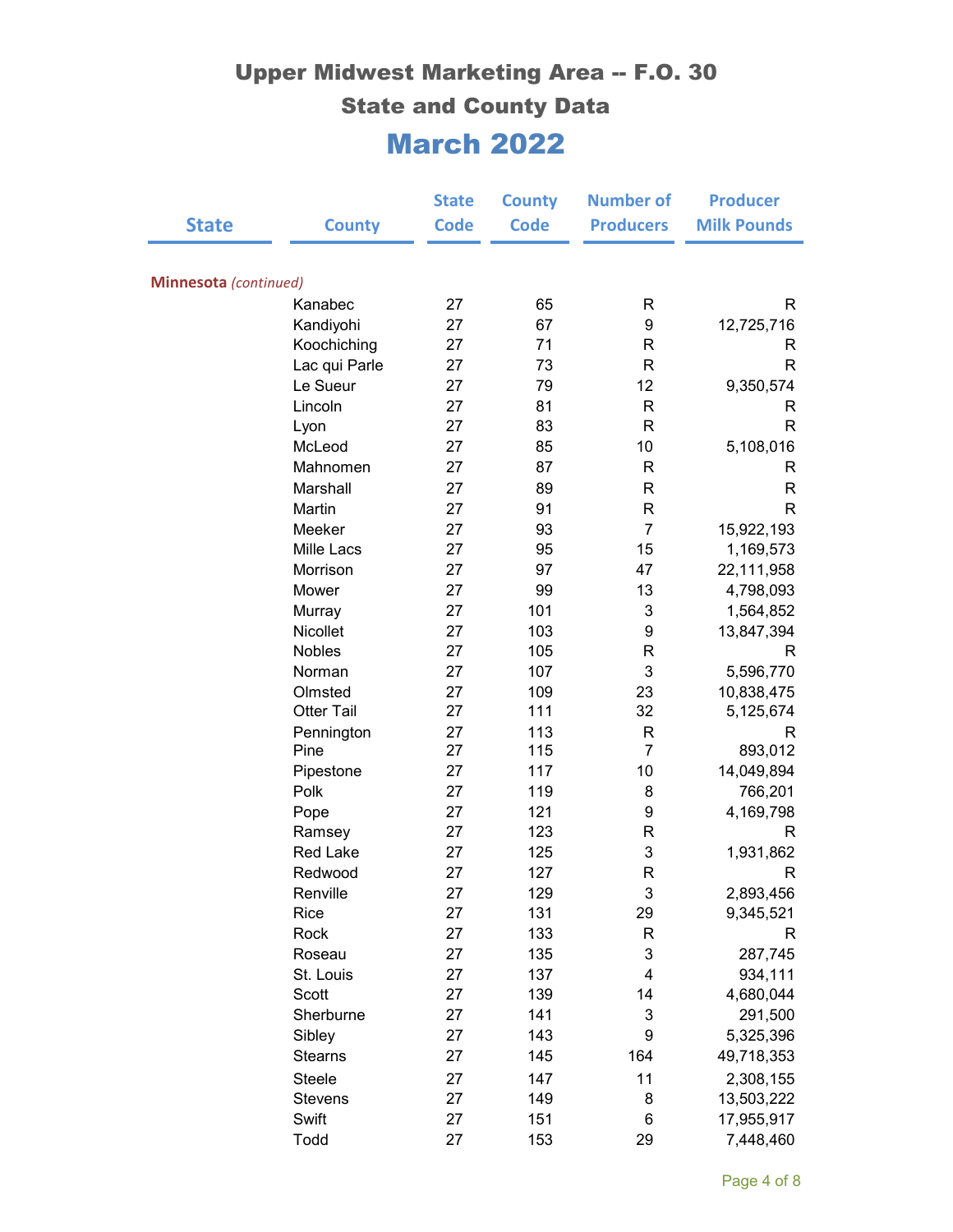# Upper Midwest Marketing Area -- F.O. 30

## State and County Data

## March 2022

| State | County | State Code | County Code | Number of Producers | Producer Milk Pounds |
|---|---|---|---|---|---|
| **Minnesota** *(continued)* | | | | | |
| | Kanabec | 27 | 65 | R | R |
| | Kandiyohi | 27 | 67 | 9 | 12,725,716 |
| | Koochiching | 27 | 71 | R | R |
| | Lac qui Parle | 27 | 73 | R | R |
| | Le Sueur | 27 | 79 | 12 | 9,350,574 |
| | Lincoln | 27 | 81 | R | R |
| | Lyon | 27 | 83 | R | R |
| | McLeod | 27 | 85 | 10 | 5,108,016 |
| | Mahnomen | 27 | 87 | R | R |
| | Marshall | 27 | 89 | R | R |
| | Martin | 27 | 91 | R | R |
| | Meeker | 27 | 93 | 7 | 15,922,193 |
| | Mille Lacs | 27 | 95 | 15 | 1,169,573 |
| | Morrison | 27 | 97 | 47 | 22,111,958 |
| | Mower | 27 | 99 | 13 | 4,798,093 |
| | Murray | 27 | 101 | 3 | 1,564,852 |
| | Nicollet | 27 | 103 | 9 | 13,847,394 |
| | Nobles | 27 | 105 | R | R |
| | Norman | 27 | 107 | 3 | 5,596,770 |
| | Olmsted | 27 | 109 | 23 | 10,838,475 |
| | Otter Tail | 27 | 111 | 32 | 5,125,674 |
| | Pennington | 27 | 113 | R | R |
| | Pine | 27 | 115 | 7 | 893,012 |
| | Pipestone | 27 | 117 | 10 | 14,049,894 |
| | Polk | 27 | 119 | 8 | 766,201 |
| | Pope | 27 | 121 | 9 | 4,169,798 |
| | Ramsey | 27 | 123 | R | R |
| | Red Lake | 27 | 125 | 3 | 1,931,862 |
| | Redwood | 27 | 127 | R | R |
| | Renville | 27 | 129 | 3 | 2,893,456 |
| | Rice | 27 | 131 | 29 | 9,345,521 |
| | Rock | 27 | 133 | R | R |
| | Roseau | 27 | 135 | 3 | 287,745 |
| | St. Louis | 27 | 137 | 4 | 934,111 |
| | Scott | 27 | 139 | 14 | 4,680,044 |
| | Sherburne | 27 | 141 | 3 | 291,500 |
| | Sibley | 27 | 143 | 9 | 5,325,396 |
| | Stearns | 27 | 145 | 164 | 49,718,353 |
| | Steele | 27 | 147 | 11 | 2,308,155 |
| | Stevens | 27 | 149 | 8 | 13,503,222 |
| | Swift | 27 | 151 | 6 | 17,955,917 |
| | Todd | 27 | 153 | 29 | 7,448,460 |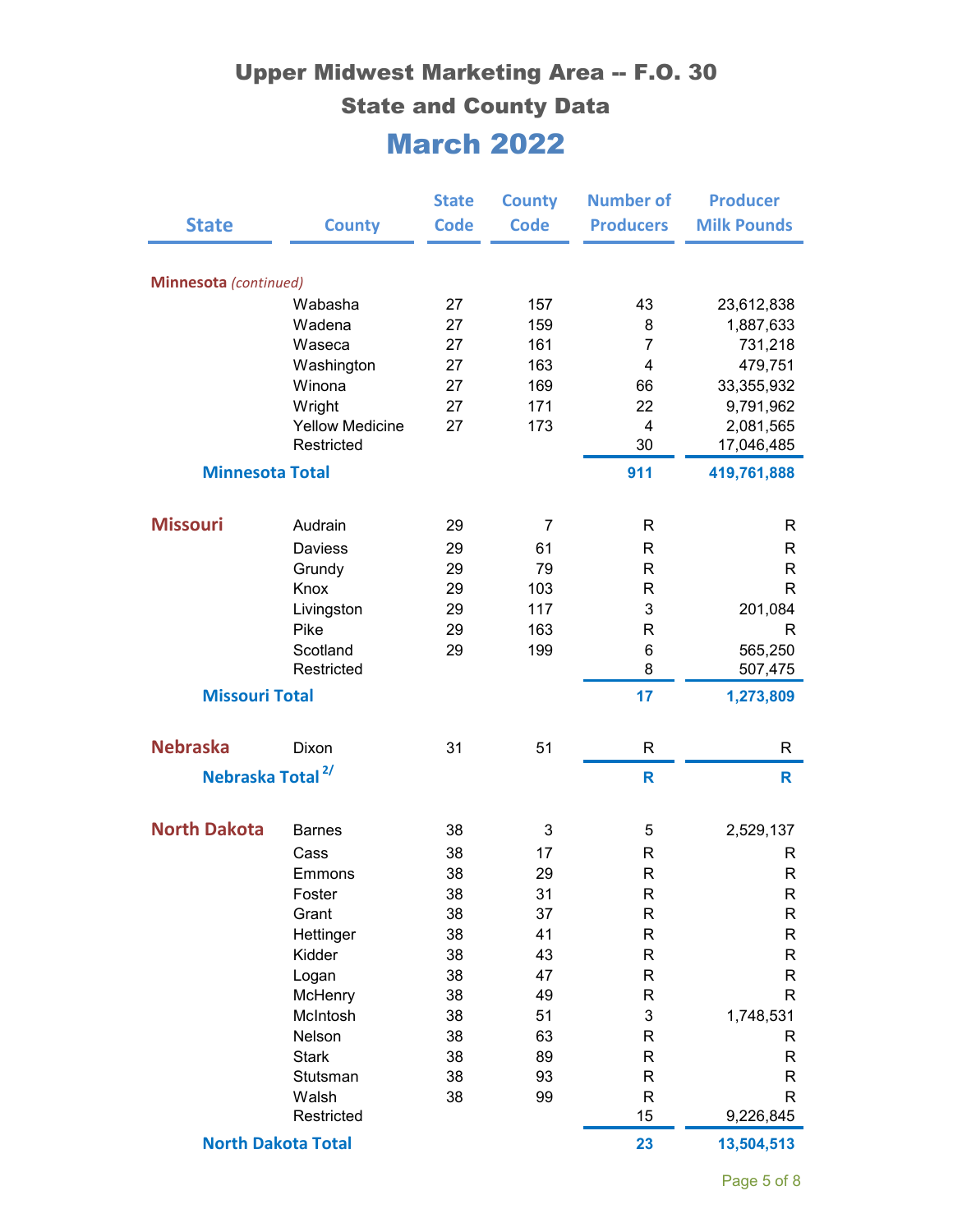# Upper Midwest Marketing Area -- F.O. 30

## State and County Data

## March 2022

| State | County | State Code | County Code | Number of Producers | Producer Milk Pounds |
|---|---|---|---|---|---|
| **Minnesota** *(continued)* | | | | | |
| | Wabasha | 27 | 157 | 43 | 23,612,838 |
| | Wadena | 27 | 159 | 8 | 1,887,633 |
| | Waseca | 27 | 161 | 7 | 731,218 |
| | Washington | 27 | 163 | 4 | 479,751 |
| | Winona | 27 | 169 | 66 | 33,355,932 |
| | Wright | 27 | 171 | 22 | 9,791,962 |
| | Yellow Medicine | 27 | 173 | 4 | 2,081,565 |
| | Restricted | | | 30 | 17,046,485 |
| **Minnesota Total** | | | | **911** | **419,761,888** |
| **Missouri** | Audrain | 29 | 7 | R | R |
| | Daviess | 29 | 61 | R | R |
| | Grundy | 29 | 79 | R | R |
| | Knox | 29 | 103 | R | R |
| | Livingston | 29 | 117 | 3 | 201,084 |
| | Pike | 29 | 163 | R | R |
| | Scotland | 29 | 199 | 6 | 565,250 |
| | Restricted | | | 8 | 507,475 |
| **Missouri Total** | | | | **17** | **1,273,809** |
| **Nebraska** | Dixon | 31 | 51 | R | R |
| **Nebraska Total** [2/] | | | | **R** | **R** |
| **North Dakota** | Barnes | 38 | 3 | 5 | 2,529,137 |
| | Cass | 38 | 17 | R | R |
| | Emmons | 38 | 29 | R | R |
| | Foster | 38 | 31 | R | R |
| | Grant | 38 | 37 | R | R |
| | Hettinger | 38 | 41 | R | R |
| | Kidder | 38 | 43 | R | R |
| | Logan | 38 | 47 | R | R |
| | McHenry | 38 | 49 | R | R |
| | McIntosh | 38 | 51 | 3 | 1,748,531 |
| | Nelson | 38 | 63 | R | R |
| | Stark | 38 | 89 | R | R |
| | Stutsman | 38 | 93 | R | R |
| | Walsh | 38 | 99 | R | R |
| | Restricted | | | 15 | 9,226,845 |
| **North Dakota Total** | | | | **23** | **13,504,513** |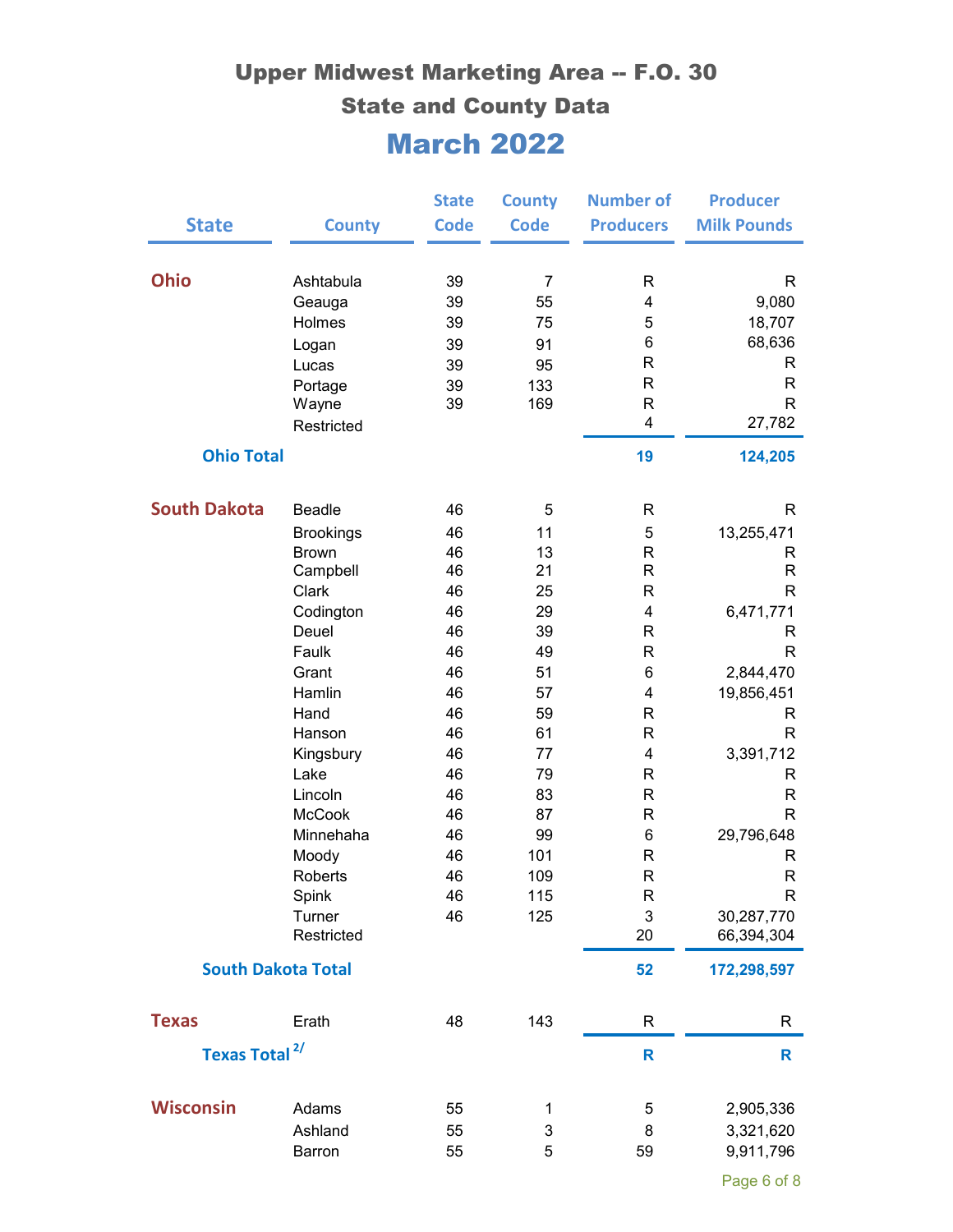# Upper Midwest Marketing Area -- F.O. 30

## State and County Data

## March 2022

| State | County | State Code | County Code | Number of Producers | Producer Milk Pounds |
|---|---|---|---|---|---|
| **Ohio** | Ashtabula | 39 | 7 | R | R |
| | Geauga | 39 | 55 | 4 | 9,080 |
| | Holmes | 39 | 75 | 5 | 18,707 |
| | Logan | 39 | 91 | 6 | 68,636 |
| | Lucas | 39 | 95 | R | R |
| | Portage | 39 | 133 | R | R |
| | Wayne | 39 | 169 | R | R |
| | Restricted | | | 4 | 27,782 |
| **Ohio Total** | | | | **19** | **124,205** |
| **South Dakota** | Beadle | 46 | 5 | R | R |
| | Brookings | 46 | 11 | 5 | 13,255,471 |
| | Brown | 46 | 13 | R | R |
| | Campbell | 46 | 21 | R | R |
| | Clark | 46 | 25 | R | R |
| | Codington | 46 | 29 | 4 | 6,471,771 |
| | Deuel | 46 | 39 | R | R |
| | Faulk | 46 | 49 | R | R |
| | Grant | 46 | 51 | 6 | 2,844,470 |
| | Hamlin | 46 | 57 | 4 | 19,856,451 |
| | Hand | 46 | 59 | R | R |
| | Hanson | 46 | 61 | R | R |
| | Kingsbury | 46 | 77 | 4 | 3,391,712 |
| | Lake | 46 | 79 | R | R |
| | Lincoln | 46 | 83 | R | R |
| | McCook | 46 | 87 | R | R |
| | Minnehaha | 46 | 99 | 6 | 29,796,648 |
| | Moody | 46 | 101 | R | R |
| | Roberts | 46 | 109 | R | R |
| | Spink | 46 | 115 | R | R |
| | Turner | 46 | 125 | 3 | 30,287,770 |
| | Restricted | | | 20 | 66,394,304 |
| **South Dakota Total** | | | | **52** | **172,298,597** |
| **Texas** | Erath | 48 | 143 | R | R |
| **Texas Total** [2/] | | | | **R** | **R** |
| **Wisconsin** | Adams | 55 | 1 | 5 | 2,905,336 |
| | Ashland | 55 | 3 | 8 | 3,321,620 |
| | Barron | 55 | 5 | 59 | 9,911,796 |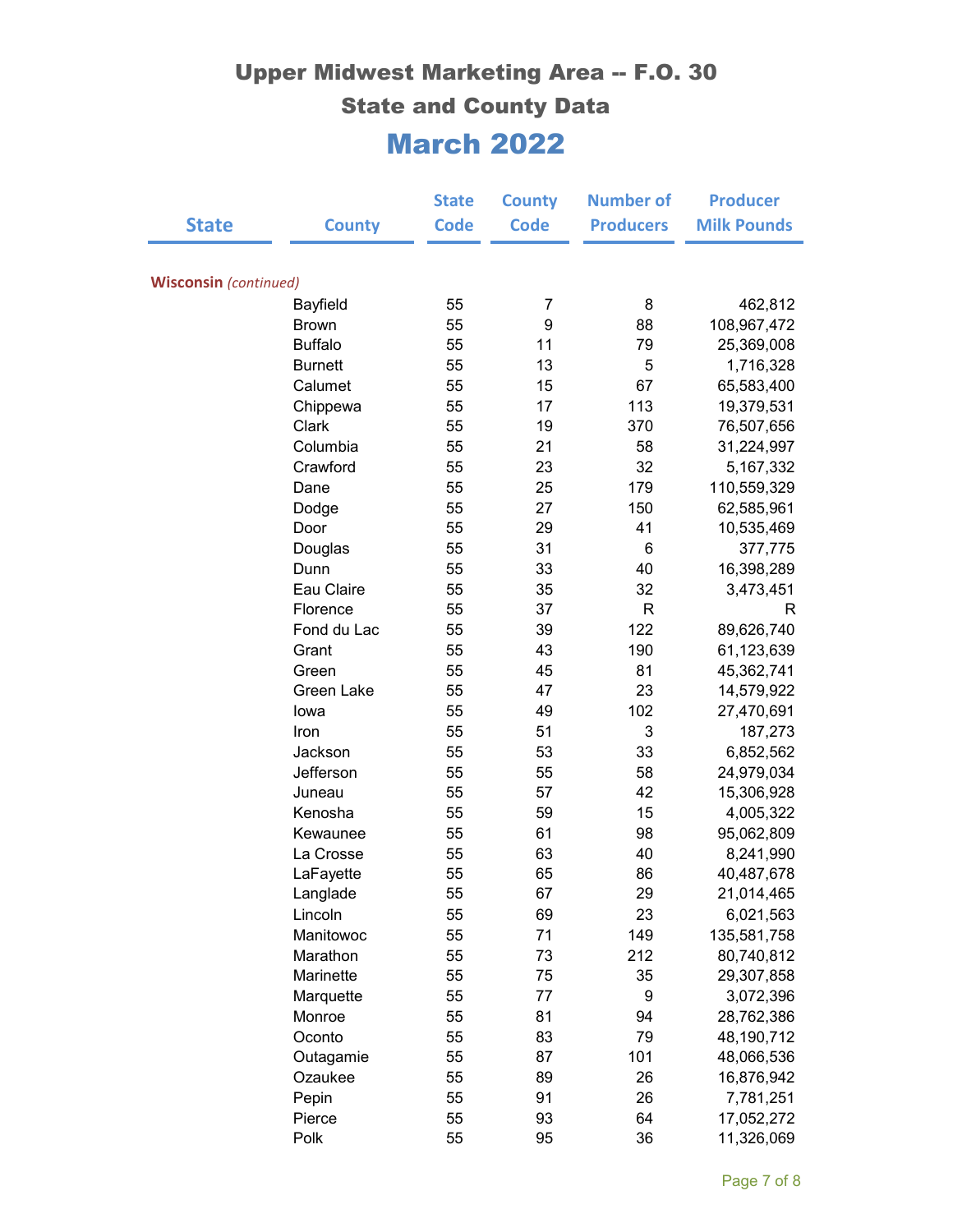# Upper Midwest Marketing Area -- F.O. 30

## State and County Data

## March 2022

| State | County | State Code | County Code | Number of Producers | Producer Milk Pounds |
|---|---|---|---|---|---|
| **Wisconsin** *(continued)* | | | | | |
| | Bayfield | 55 | 7 | 8 | 462,812 |
| | Brown | 55 | 9 | 88 | 108,967,472 |
| | Buffalo | 55 | 11 | 79 | 25,369,008 |
| | Burnett | 55 | 13 | 5 | 1,716,328 |
| | Calumet | 55 | 15 | 67 | 65,583,400 |
| | Chippewa | 55 | 17 | 113 | 19,379,531 |
| | Clark | 55 | 19 | 370 | 76,507,656 |
| | Columbia | 55 | 21 | 58 | 31,224,997 |
| | Crawford | 55 | 23 | 32 | 5,167,332 |
| | Dane | 55 | 25 | 179 | 110,559,329 |
| | Dodge | 55 | 27 | 150 | 62,585,961 |
| | Door | 55 | 29 | 41 | 10,535,469 |
| | Douglas | 55 | 31 | 6 | 377,775 |
| | Dunn | 55 | 33 | 40 | 16,398,289 |
| | Eau Claire | 55 | 35 | 32 | 3,473,451 |
| | Florence | 55 | 37 | R | R |
| | Fond du Lac | 55 | 39 | 122 | 89,626,740 |
| | Grant | 55 | 43 | 190 | 61,123,639 |
| | Green | 55 | 45 | 81 | 45,362,741 |
| | Green Lake | 55 | 47 | 23 | 14,579,922 |
| | Iowa | 55 | 49 | 102 | 27,470,691 |
| | Iron | 55 | 51 | 3 | 187,273 |
| | Jackson | 55 | 53 | 33 | 6,852,562 |
| | Jefferson | 55 | 55 | 58 | 24,979,034 |
| | Juneau | 55 | 57 | 42 | 15,306,928 |
| | Kenosha | 55 | 59 | 15 | 4,005,322 |
| | Kewaunee | 55 | 61 | 98 | 95,062,809 |
| | La Crosse | 55 | 63 | 40 | 8,241,990 |
| | LaFayette | 55 | 65 | 86 | 40,487,678 |
| | Langlade | 55 | 67 | 29 | 21,014,465 |
| | Lincoln | 55 | 69 | 23 | 6,021,563 |
| | Manitowoc | 55 | 71 | 149 | 135,581,758 |
| | Marathon | 55 | 73 | 212 | 80,740,812 |
| | Marinette | 55 | 75 | 35 | 29,307,858 |
| | Marquette | 55 | 77 | 9 | 3,072,396 |
| | Monroe | 55 | 81 | 94 | 28,762,386 |
| | Oconto | 55 | 83 | 79 | 48,190,712 |
| | Outagamie | 55 | 87 | 101 | 48,066,536 |
| | Ozaukee | 55 | 89 | 26 | 16,876,942 |
| | Pepin | 55 | 91 | 26 | 7,781,251 |
| | Pierce | 55 | 93 | 64 | 17,052,272 |
| | Polk | 55 | 95 | 36 | 11,326,069 |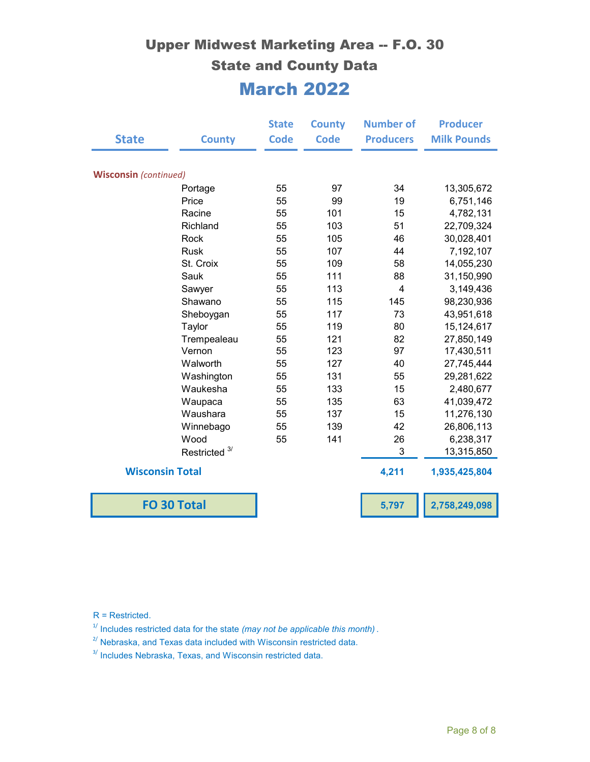# Upper Midwest Marketing Area -- F.O. 30

## State and County Data

## March 2022

| State | County | State Code | County Code | Number of Producers | Producer Milk Pounds |
|---|---|---|---|---|---|
| **Wisconsin** *(continued)* | | | | | |
| | Portage | 55 | 97 | 34 | 13,305,672 |
| | Price | 55 | 99 | 19 | 6,751,146 |
| | Racine | 55 | 101 | 15 | 4,782,131 |
| | Richland | 55 | 103 | 51 | 22,709,324 |
| | Rock | 55 | 105 | 46 | 30,028,401 |
| | Rusk | 55 | 107 | 44 | 7,192,107 |
| | St. Croix | 55 | 109 | 58 | 14,055,230 |
| | Sauk | 55 | 111 | 88 | 31,150,990 |
| | Sawyer | 55 | 113 | 4 | 3,149,436 |
| | Shawano | 55 | 115 | 145 | 98,230,936 |
| | Sheboygan | 55 | 117 | 73 | 43,951,618 |
| | Taylor | 55 | 119 | 80 | 15,124,617 |
| | Trempealeau | 55 | 121 | 82 | 27,850,149 |
| | Vernon | 55 | 123 | 97 | 17,430,511 |
| | Walworth | 55 | 127 | 40 | 27,745,444 |
| | Washington | 55 | 131 | 55 | 29,281,622 |
| | Waukesha | 55 | 133 | 15 | 2,480,677 |
| | Waupaca | 55 | 135 | 63 | 41,039,472 |
| | Waushara | 55 | 137 | 15 | 11,276,130 |
| | Winnebago | 55 | 139 | 42 | 26,806,113 |
| | Wood | 55 | 141 | 26 | 6,238,317 |
| | Restricted [3/] | | | 3 | 13,315,850 |
| **Wisconsin Total** | | | | **4,211** | **1,935,425,804** |
| **FO 30 Total** | | | | **5,797** | **2,758,249,098** |

R = Restricted.

[1/] Includes restricted data for the state *(may not be applicable this month)*.

[2/] Nebraska, and Texas data included with Wisconsin restricted data.

[3/] Includes Nebraska, Texas, and Wisconsin restricted data.